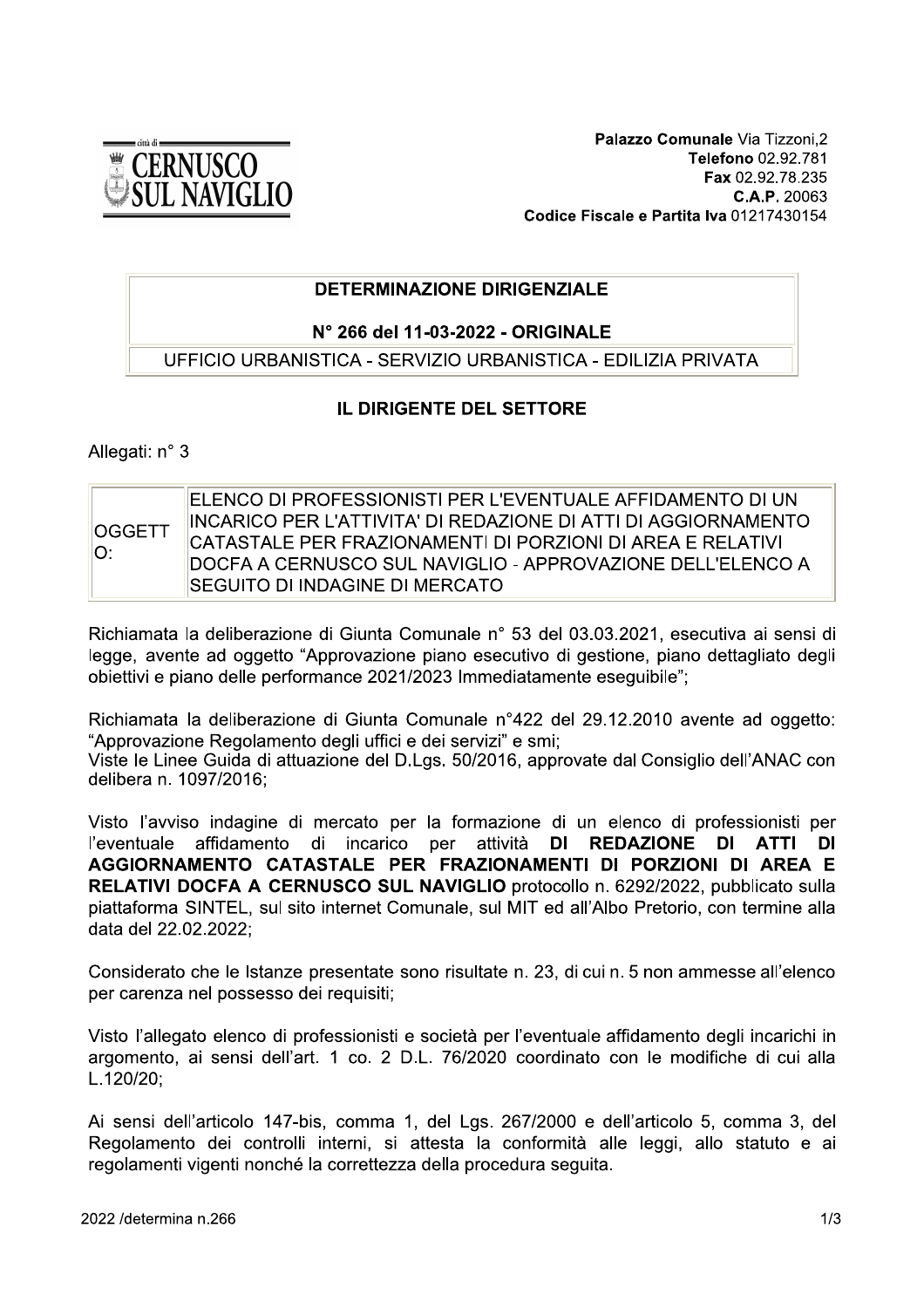Palazzo Comunale Via Tizzoni,2
Telefono 02.92.781
Fax 02.92.78.235
C.A.P. 20063
Codice Fiscale e Partita Iva 01217430154

## DETERMINAZIONE DIRIGENZIALE

**N° 266 del 11-03-2022 - ORIGINALE**

UFFICIO URBANISTICA - SERVIZIO URBANISTICA - EDILIZIA PRIVATA

### IL DIRIGENTE DEL SETTORE

Allegati: n° 3

| OGGETTO: | ELENCO DI PROFESSIONISTI PER L'EVENTUALE AFFIDAMENTO DI UN INCARICO PER L'ATTIVITA' DI REDAZIONE DI ATTI DI AGGIORNAMENTO CATASTALE PER FRAZIONAMENTI DI PORZIONI DI AREA E RELATIVI DOCFA A CERNUSCO SUL NAVIGLIO - APPROVAZIONE DELL'ELENCO A SEGUITO DI INDAGINE DI MERCATO |
|---|---|

Richiamata la deliberazione di Giunta Comunale n° 53 del 03.03.2021, esecutiva ai sensi di legge, avente ad oggetto "Approvazione piano esecutivo di gestione, piano dettagliato degli obiettivi e piano delle performance 2021/2023 Immediatamente eseguibile";

Richiamata la deliberazione di Giunta Comunale n°422 del 29.12.2010 avente ad oggetto: "Approvazione Regolamento degli uffici e dei servizi" e smi;
Viste le Linee Guida di attuazione del D.Lgs. 50/2016, approvate dal Consiglio dell'ANAC con delibera n. 1097/2016;

Visto l'avviso indagine di mercato per la formazione di un elenco di professionisti per l'eventuale affidamento di incarico per attività **DI REDAZIONE DI ATTI DI AGGIORNAMENTO CATASTALE PER FRAZIONAMENTI DI PORZIONI DI AREA E RELATIVI DOCFA A CERNUSCO SUL NAVIGLIO** protocollo n. 6292/2022, pubblicato sulla piattaforma SINTEL, sul sito internet Comunale, sul MIT ed all'Albo Pretorio, con termine alla data del 22.02.2022;

Considerato che le Istanze presentate sono risultate n. 23, di cui n. 5 non ammesse all'elenco per carenza nel possesso dei requisiti;

Visto l'allegato elenco di professionisti e società per l'eventuale affidamento degli incarichi in argomento, ai sensi dell'art. 1 co. 2 D.L. 76/2020 coordinato con le modifiche di cui alla L.120/20;

Ai sensi dell'articolo 147-bis, comma 1, del Lgs. 267/2000 e dell'articolo 5, comma 3, del Regolamento dei controlli interni, si attesta la conformità alle leggi, allo statuto e ai regolamenti vigenti nonché la correttezza della procedura seguita.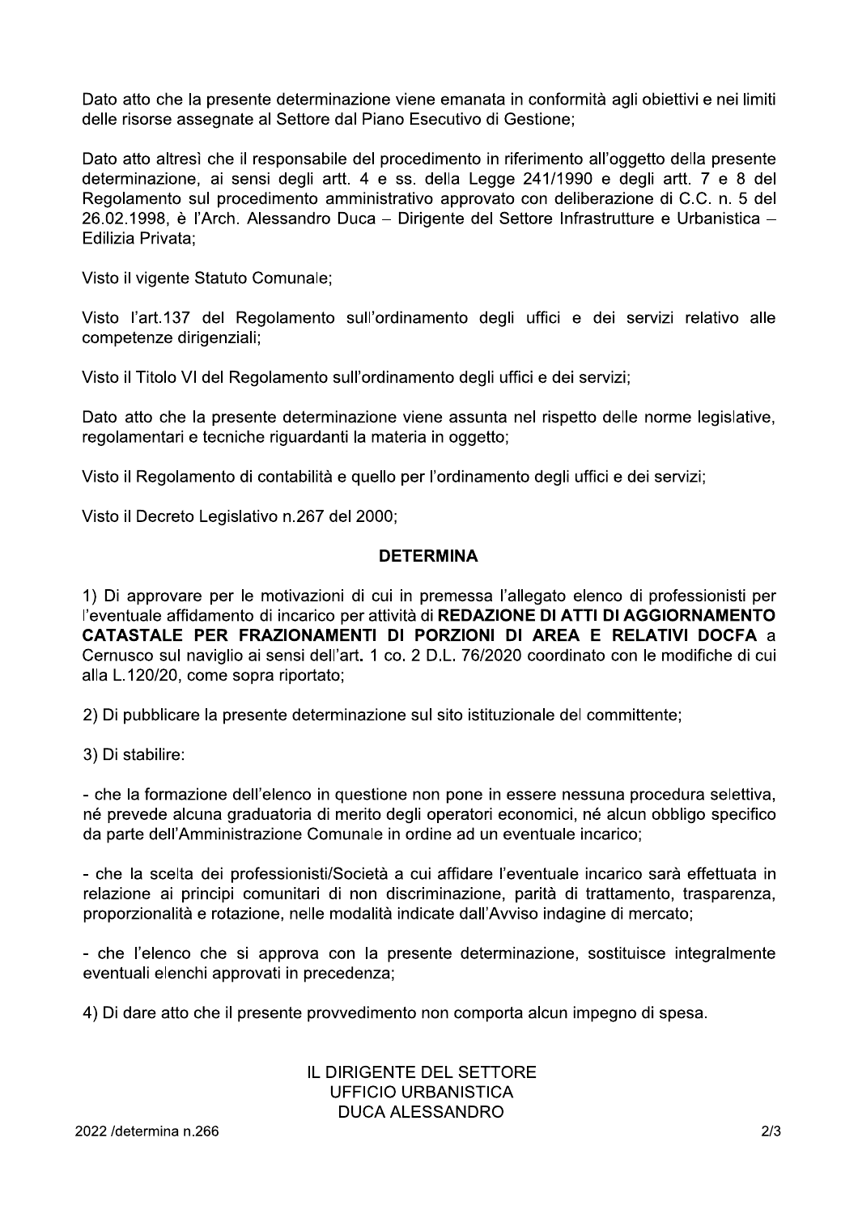Dato atto che la presente determinazione viene emanata in conformità agli obiettivi e nei limiti delle risorse assegnate al Settore dal Piano Esecutivo di Gestione;

Dato atto altresì che il responsabile del procedimento in riferimento all'oggetto della presente determinazione, ai sensi degli artt. 4 e ss. della Legge 241/1990 e degli artt. 7 e 8 del Regolamento sul procedimento amministrativo approvato con deliberazione di C.C. n. 5 del 26.02.1998, è l'Arch. Alessandro Duca – Dirigente del Settore Infrastrutture e Urbanistica – Edilizia Privata;

Visto il vigente Statuto Comunale;

Visto l'art.137 del Regolamento sull'ordinamento degli uffici e dei servizi relativo alle competenze dirigenziali;

Visto il Titolo VI del Regolamento sull'ordinamento degli uffici e dei servizi;

Dato atto che la presente determinazione viene assunta nel rispetto delle norme legislative, regolamentari e tecniche riguardanti la materia in oggetto;

Visto il Regolamento di contabilità e quello per l'ordinamento degli uffici e dei servizi;

Visto il Decreto Legislativo n.267 del 2000;

**DETERMINA**

1) Di approvare per le motivazioni di cui in premessa l'allegato elenco di professionisti per l'eventuale affidamento di incarico per attività di **REDAZIONE DI ATTI DI AGGIORNAMENTO CATASTALE PER FRAZIONAMENTI DI PORZIONI DI AREA E RELATIVI DOCFA** a Cernusco sul naviglio ai sensi dell'art. 1 co. 2 D.L. 76/2020 coordinato con le modifiche di cui alla L.120/20, come sopra riportato;

2) Di pubblicare la presente determinazione sul sito istituzionale del committente;

3) Di stabilire:

- che la formazione dell'elenco in questione non pone in essere nessuna procedura selettiva, né prevede alcuna graduatoria di merito degli operatori economici, né alcun obbligo specifico da parte dell'Amministrazione Comunale in ordine ad un eventuale incarico;

- che la scelta dei professionisti/Società a cui affidare l'eventuale incarico sarà effettuata in relazione ai principi comunitari di non discriminazione, parità di trattamento, trasparenza, proporzionalità e rotazione, nelle modalità indicate dall'Avviso indagine di mercato;

- che l'elenco che si approva con la presente determinazione, sostituisce integralmente eventuali elenchi approvati in precedenza;

4) Di dare atto che il presente provvedimento non comporta alcun impegno di spesa.

IL DIRIGENTE DEL SETTORE
UFFICIO URBANISTICA
DUCA ALESSANDRO

2022 /determina n.266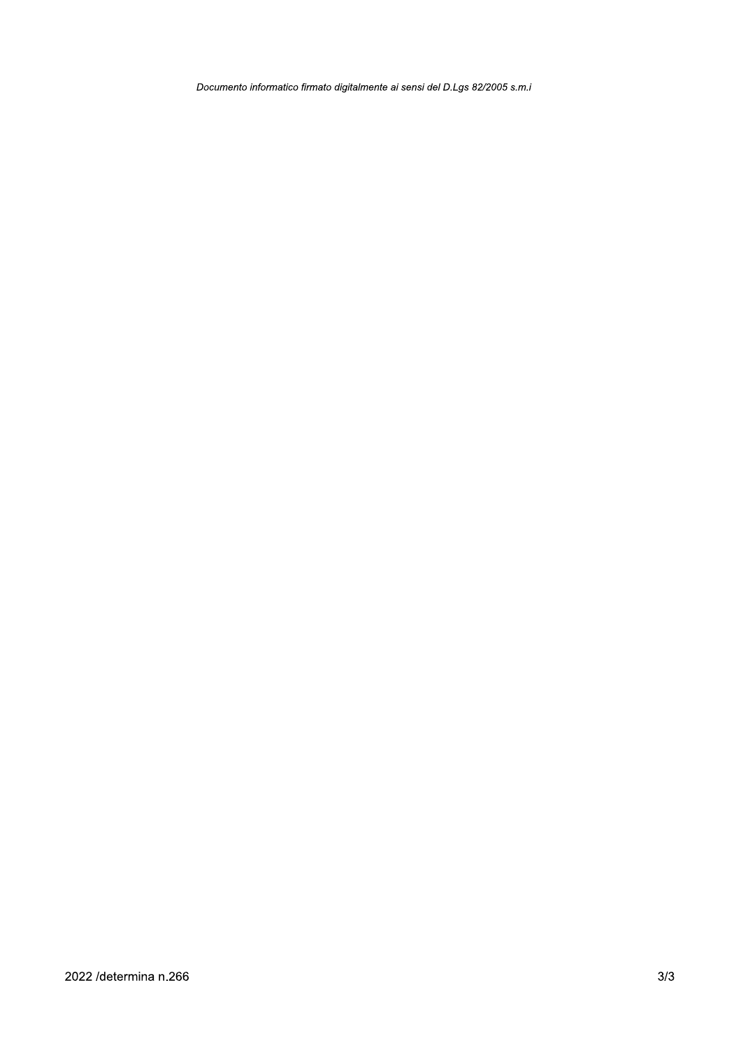*Documento informatico firmato digitalmente ai sensi del D.Lgs 82/2005 s.m.i*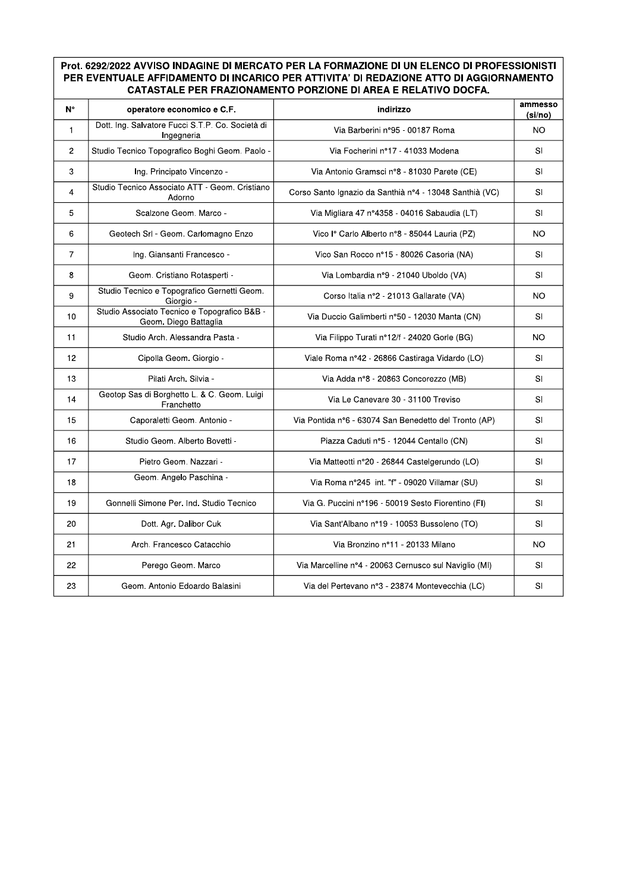**Prot. 6292/2022 AVVISO INDAGINE DI MERCATO PER LA FORMAZIONE DI UN ELENCO DI PROFESSIONISTI PER EVENTUALE AFFIDAMENTO DI INCARICO PER ATTIVITA' DI REDAZIONE ATTO DI AGGIORNAMENTO CATASTALE PER FRAZIONAMENTO PORZIONE DI AREA E RELATIVO DOCFA.**

| N° | operatore economico e C.F. | indirizzo | ammesso (si/no) |
|---|---|---|---|
| 1 | Dott. Ing. Salvatore Fucci S.T.P. Co. Società di Ingegneria | Via Barberini n°95 - 00187 Roma | NO |
| 2 | Studio Tecnico Topografico Boghi Geom. Paolo - | Via Focherini n°17 - 41033 Modena | SI |
| 3 | Ing. Principato Vincenzo - | Via Antonio Gramsci n°8 - 81030 Parete (CE) | SI |
| 4 | Studio Tecnico Associato ATT - Geom. Cristiano Adorno | Corso Santo Ignazio da Santhià n°4 - 13048 Santhià (VC) | SI |
| 5 | Scalzone Geom. Marco - | Via Migliara 47 n°4358 - 04016 Sabaudia (LT) | SI |
| 6 | Geotech Srl - Geom. Carlomagno Enzo | Vico I° Carlo Alberto n°8 - 85044 Lauria (PZ) | NO |
| 7 | Ing. Giansanti Francesco - | Vico San Rocco n°15 - 80026 Casoria (NA) | SI |
| 8 | Geom. Cristiano Rotasperti - | Via Lombardia n°9 - 21040 Uboldo (VA) | SI |
| 9 | Studio Tecnico e Topografico Gernetti Geom. Giorgio - | Corso Italia n°2 - 21013 Gallarate (VA) | NO |
| 10 | Studio Associato Tecnico e Topografico B&B - Geom. Diego Battaglia | Via Duccio Galimberti n°50 - 12030 Manta (CN) | SI |
| 11 | Studio Arch. Alessandra Pasta - | Via Filippo Turati n°12/f - 24020 Gorle (BG) | NO |
| 12 | Cipolla Geom. Giorgio - | Viale Roma n°42 - 26866 Castiraga Vidardo (LO) | SI |
| 13 | Pilati Arch. Silvia - | Via Adda n°8 - 20863 Concorezzo (MB) | SI |
| 14 | Geotop Sas di Borghetto L. & C. Geom. Luigi Franchetto | Via Le Canevare 30 - 31100 Treviso | SI |
| 15 | Caporaletti Geom. Antonio - | Via Pontida n°6 - 63074 San Benedetto del Tronto (AP) | SI |
| 16 | Studio Geom. Alberto Bovetti - | Piazza Caduti n°5 - 12044 Centallo (CN) | SI |
| 17 | Pietro Geom. Nazzari - | Via Matteotti n°20 - 26844 Castelgerundo (LO) | SI |
| 18 | Geom. Angelo Paschina - | Via Roma n°245 int. "f" - 09020 Villamar (SU) | SI |
| 19 | Gonnelli Simone Per. Ind. Studio Tecnico | Via G. Puccini n°196 - 50019 Sesto Fiorentino (FI) | SI |
| 20 | Dott. Agr. Dalibor Cuk | Via Sant'Albano n°19 - 10053 Bussoleno (TO) | SI |
| 21 | Arch. Francesco Catacchio | Via Bronzino n°11 - 20133 Milano | NO |
| 22 | Perego Geom. Marco | Via Marcelline n°4 - 20063 Cernusco sul Naviglio (MI) | SI |
| 23 | Geom. Antonio Edoardo Balasini | Via del Pertevano n°3 - 23874 Montevecchia (LC) | SI |